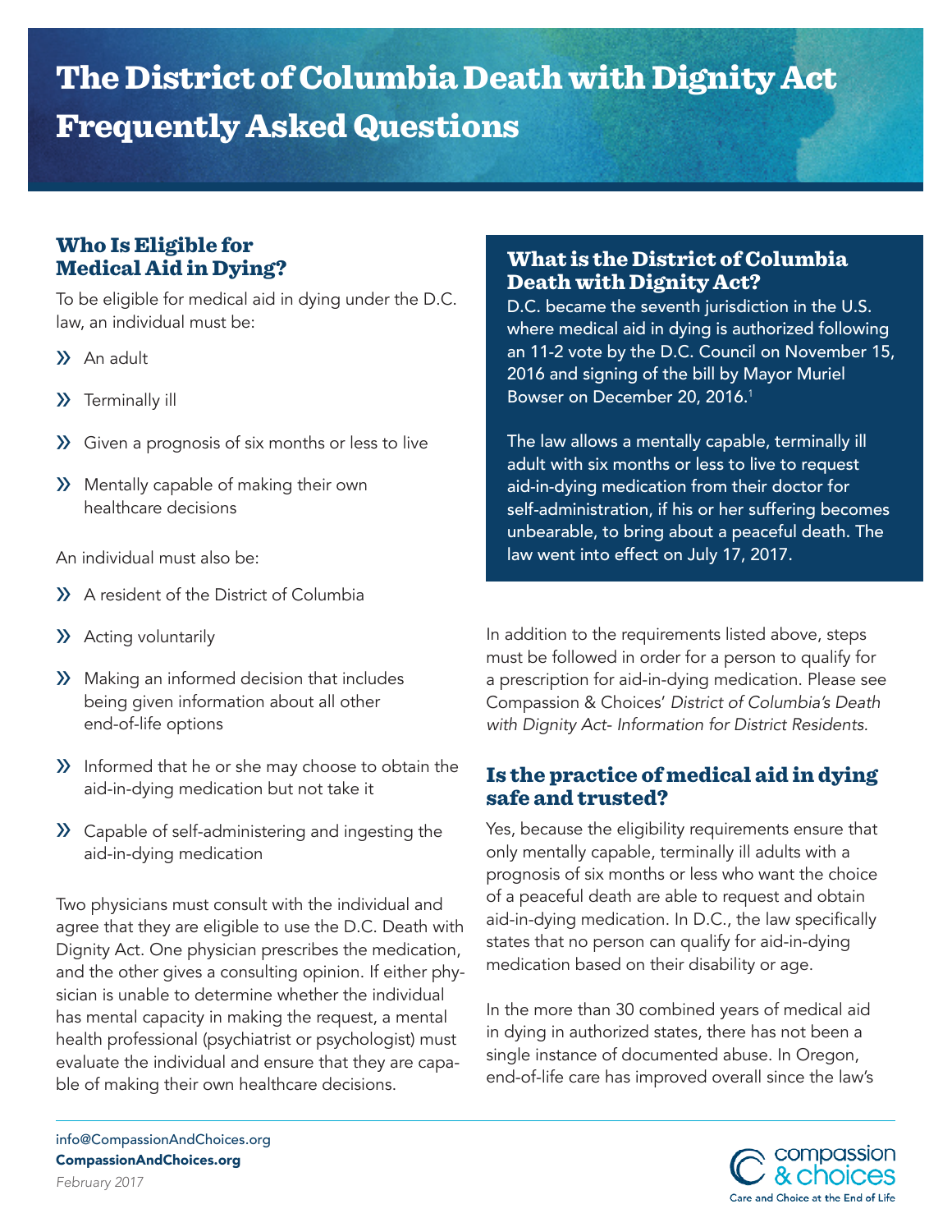# The District of Columbia Death with Dignity Act Frequently Asked Questions

## What is the District of Columbia Death with Dignity Act?

D.C. became the seventh jurisdiction in the U.S. where medical aid in dying is authorized following an 11-2 vote by the D.C. Council on November 15, 2016 and signing of the bill by Mayor Muriel Bowser on December 20, 2016.[1]

The law allows a mentally capable, terminally ill adult with six months or less to live to request aid-in-dying medication from their doctor for self-administration, if his or her suffering becomes unbearable, to bring about a peaceful death. The law went into effect on July 17, 2017.

## Who Is Eligible for Medical Aid in Dying?

To be eligible for medical aid in dying under the D.C. law, an individual must be:

- An adult
- Terminally ill
- Given a prognosis of six months or less to live
- Mentally capable of making their own healthcare decisions

An individual must also be:

- A resident of the District of Columbia
- Acting voluntarily
- Making an informed decision that includes being given information about all other end-of-life options
- Informed that he or she may choose to obtain the aid-in-dying medication but not take it
- Capable of self-administering and ingesting the aid-in-dying medication

Two physicians must consult with the individual and agree that they are eligible to use the D.C. Death with Dignity Act. One physician prescribes the medication, and the other gives a consulting opinion. If either physician is unable to determine whether the individual has mental capacity in making the request, a mental health professional (psychiatrist or psychologist) must evaluate the individual and ensure that they are capable of making their own healthcare decisions.

In addition to the requirements listed above, steps must be followed in order for a person to qualify for a prescription for aid-in-dying medication. Please see Compassion & Choices' *District of Columbia's Death with Dignity Act- Information for District Residents.*

## Is the practice of medical aid in dying safe and trusted?

Yes, because the eligibility requirements ensure that only mentally capable, terminally ill adults with a prognosis of six months or less who want the choice of a peaceful death are able to request and obtain aid-in-dying medication. In D.C., the law specifically states that no person can qualify for aid-in-dying medication based on their disability or age.

In the more than 30 combined years of medical aid in dying in authorized states, there has not been a single instance of documented abuse. In Oregon, end-of-life care has improved overall since the law's

info@CompassionAndChoices.org
**CompassionAndChoices.org**
*February 2017*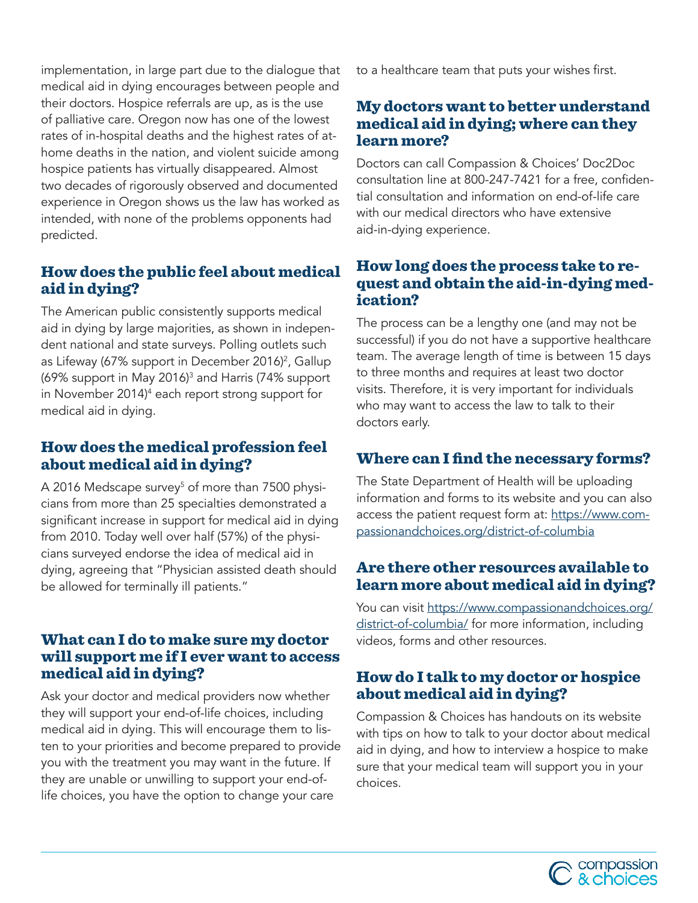implementation, in large part due to the dialogue that medical aid in dying encourages between people and their doctors. Hospice referrals are up, as is the use of palliative care. Oregon now has one of the lowest rates of in-hospital deaths and the highest rates of at-home deaths in the nation, and violent suicide among hospice patients has virtually disappeared. Almost two decades of rigorously observed and documented experience in Oregon shows us the law has worked as intended, with none of the problems opponents had predicted.

## How does the public feel about medical aid in dying?

The American public consistently supports medical aid in dying by large majorities, as shown in independent national and state surveys. Polling outlets such as Lifeway (67% support in December 2016)[2], Gallup (69% support in May 2016)[3] and Harris (74% support in November 2014)[4] each report strong support for medical aid in dying.

## How does the medical profession feel about medical aid in dying?

A 2016 Medscape survey[5] of more than 7500 physicians from more than 25 specialties demonstrated a significant increase in support for medical aid in dying from 2010. Today well over half (57%) of the physicians surveyed endorse the idea of medical aid in dying, agreeing that "Physician assisted death should be allowed for terminally ill patients."

## What can I do to make sure my doctor will support me if I ever want to access medical aid in dying?

Ask your doctor and medical providers now whether they will support your end-of-life choices, including medical aid in dying. This will encourage them to listen to your priorities and become prepared to provide you with the treatment you may want in the future. If they are unable or unwilling to support your end-of-life choices, you have the option to change your care to a healthcare team that puts your wishes first.

## My doctors want to better understand medical aid in dying; where can they learn more?

Doctors can call Compassion & Choices' Doc2Doc consultation line at 800-247-7421 for a free, confidential consultation and information on end-of-life care with our medical directors who have extensive aid-in-dying experience.

## How long does the process take to request and obtain the aid-in-dying medication?

The process can be a lengthy one (and may not be successful) if you do not have a supportive healthcare team. The average length of time is between 15 days to three months and requires at least two doctor visits. Therefore, it is very important for individuals who may want to access the law to talk to their doctors early.

## Where can I find the necessary forms?

The State Department of Health will be uploading information and forms to its website and you can also access the patient request form at: https://www.compassionandchoices.org/district-of-columbia

## Are there other resources available to learn more about medical aid in dying?

You can visit https://www.compassionandchoices.org/district-of-columbia/ for more information, including videos, forms and other resources.

## How do I talk to my doctor or hospice about medical aid in dying?

Compassion & Choices has handouts on its website with tips on how to talk to your doctor about medical aid in dying, and how to interview a hospice to make sure that your medical team will support you in your choices.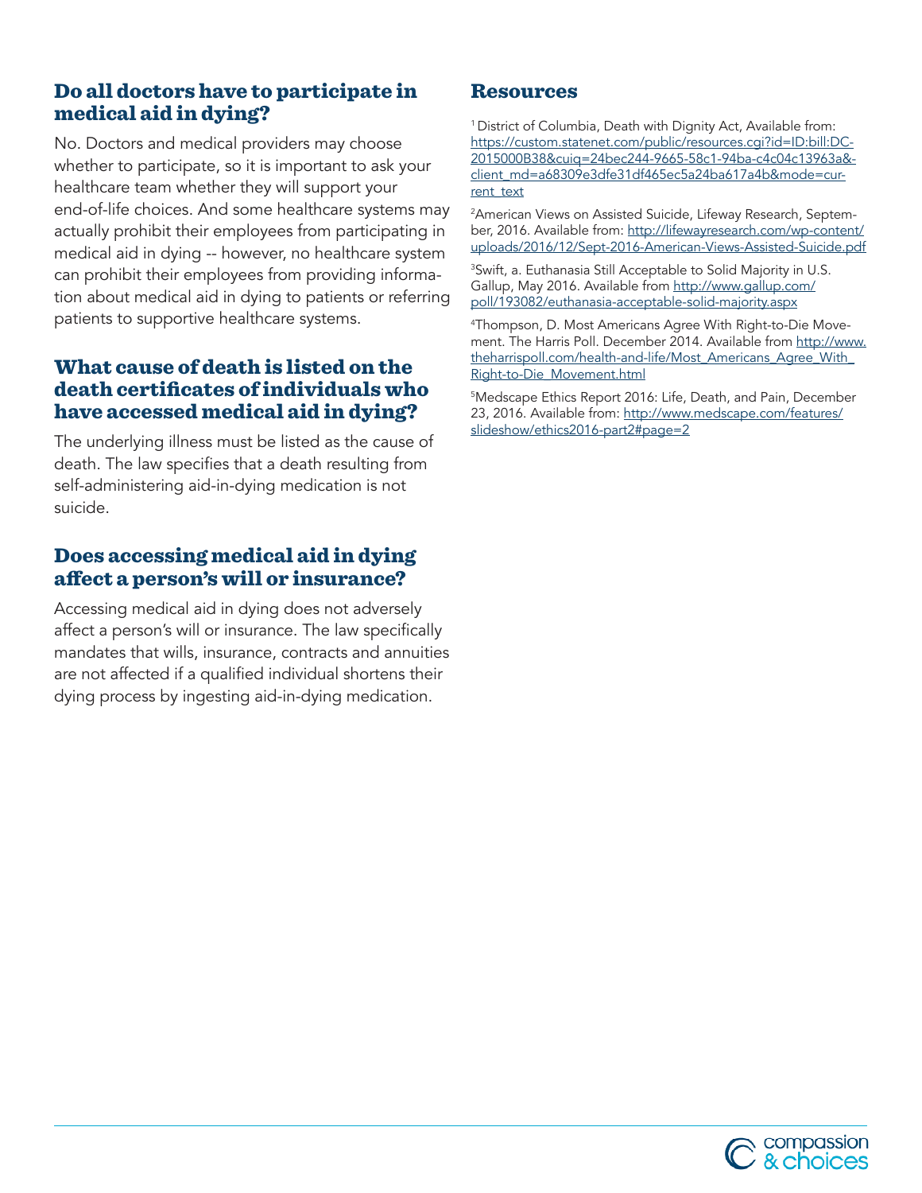## Do all doctors have to participate in medical aid in dying?

No. Doctors and medical providers may choose whether to participate, so it is important to ask your healthcare team whether they will support your end-of-life choices. And some healthcare systems may actually prohibit their employees from participating in medical aid in dying -- however, no healthcare system can prohibit their employees from providing information about medical aid in dying to patients or referring patients to supportive healthcare systems.

## What cause of death is listed on the death certificates of individuals who have accessed medical aid in dying?

The underlying illness must be listed as the cause of death. The law specifies that a death resulting from self-administering aid-in-dying medication is not suicide.

## Does accessing medical aid in dying affect a person's will or insurance?

Accessing medical aid in dying does not adversely affect a person's will or insurance. The law specifically mandates that wills, insurance, contracts and annuities are not affected if a qualified individual shortens their dying process by ingesting aid-in-dying medication.

## Resources

[1] District of Columbia, Death with Dignity Act, Available from: https://custom.statenet.com/public/resources.cgi?id=ID:bill:DC-2015000B38&cuiq=24bec244-9665-58c1-94ba-c4c04c13963a&client_md=a68309e3dfe31df465ec5a24ba617a4b&mode=current_text

[2] American Views on Assisted Suicide, Lifeway Research, September, 2016. Available from: http://lifewayresearch.com/wp-content/uploads/2016/12/Sept-2016-American-Views-Assisted-Suicide.pdf

[3] Swift, a. Euthanasia Still Acceptable to Solid Majority in U.S. Gallup, May 2016. Available from http://www.gallup.com/poll/193082/euthanasia-acceptable-solid-majority.aspx

[4] Thompson, D. Most Americans Agree With Right-to-Die Movement. The Harris Poll. December 2014. Available from http://www.theharrispoll.com/health-and-life/Most_Americans_Agree_With_Right-to-Die_Movement.html

[5] Medscape Ethics Report 2016: Life, Death, and Pain, December 23, 2016. Available from: http://www.medscape.com/features/slideshow/ethics2016-part2#page=2